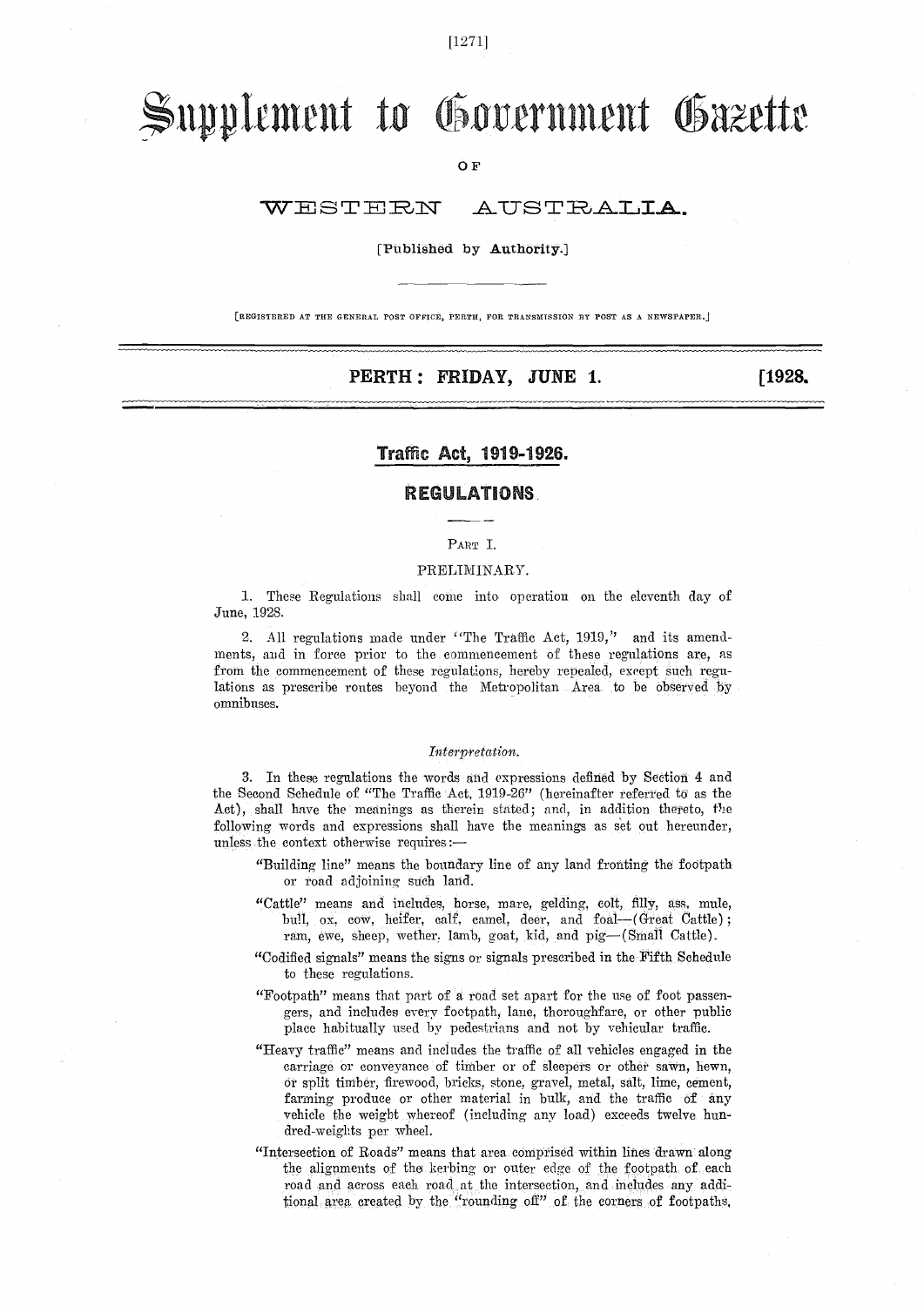# Supplement to Government Gazette

OF

## WESTERN AUSTRALIA.

[Published by Authority.]

[REGISTERED AT THE GENERAL POST OFFICE, PERTH, FOR TRANSMISSION BY POST AS A NEWSPAPER.]

**PERTH: FRIDAY, JUNE 1. [1928.**

## Traffic Act, 1919-1926.

## REGULATIONS.

PART I.

PRELIMINARY.

1. These Regulations shall come into operation on the eleventh day of June, 1928.

2. All regulations made under "The Traffic Act, 1919," and its amendments, and in force prior to the commencement of these regulations are, as from the commencement of these regulations, hereby repealed, except such regulations as prescribe routes beyond the Metropolitan Area to be observed by omnibuses.

*Interpretation.*

3. In these regulations the words and expressions defined by Section 4 and the Second Schedule of "The Traffic Act, 1919-26" (hereinafter referred to as the Act), shall have the meanings as therein stated; and, in addition thereto, the following words and expressions shall have the meanings as set out hereunder, unless the context otherwise requires:—

"Building line" means the boundary line of any land fronting the footpath or road adjoining such land.

"Cattle" means and includes, horse, mare, gelding, colt, filly, ass, mule, bull, ox, cow, heifer, calf, camel, deer, and foal—(Great Cattle); ram, ewe, sheep, wether, lamb, goat, kid, and pig—(Small Cattle).

"Codified signals" means the signs or signals prescribed in the Fifth Schedule to these regulations.

"Footpath" means that part of a road set apart for the use of foot passengers, and includes every footpath, lane, thoroughfare, or other public place habitually used by pedestrians and not by vehicular traffic.

"Heavy traffic" means and includes the traffic of all vehicles engaged in the carriage or conveyance of timber or of sleepers or other sawn, hewn, or split timber, firewood, bricks, stone, gravel, metal, salt, lime, cement, farming produce or other material in bulk, and the traffic of any vehicle the weight whereof (including any load) exceeds twelve hundred-weights per wheel.

"Intersection of Roads" means that area comprised within lines drawn along the alignments of the kerbing or outer edge of the footpath of each road and across each road at the intersection, and includes any additional area created by the "rounding off" of the corners of footpaths,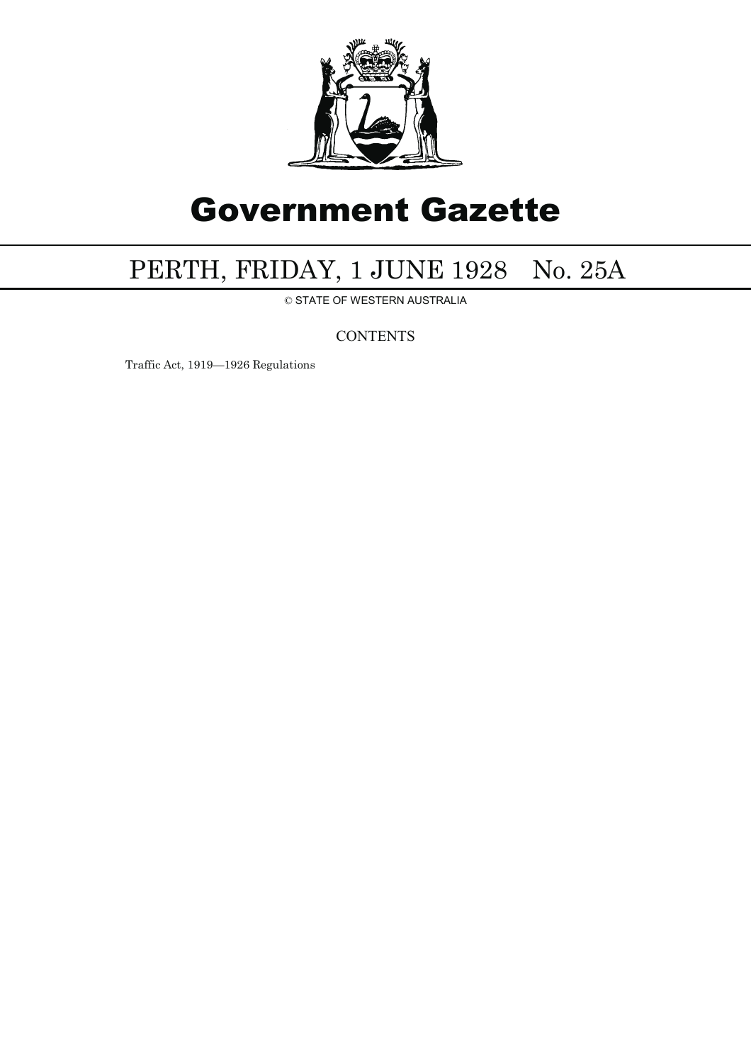# Government Gazette

## PERTH, FRIDAY, 1 JUNE 1928 No. 25A

© STATE OF WESTERN AUSTRALIA

CONTENTS

Traffic Act, 1919—1926 Regulations